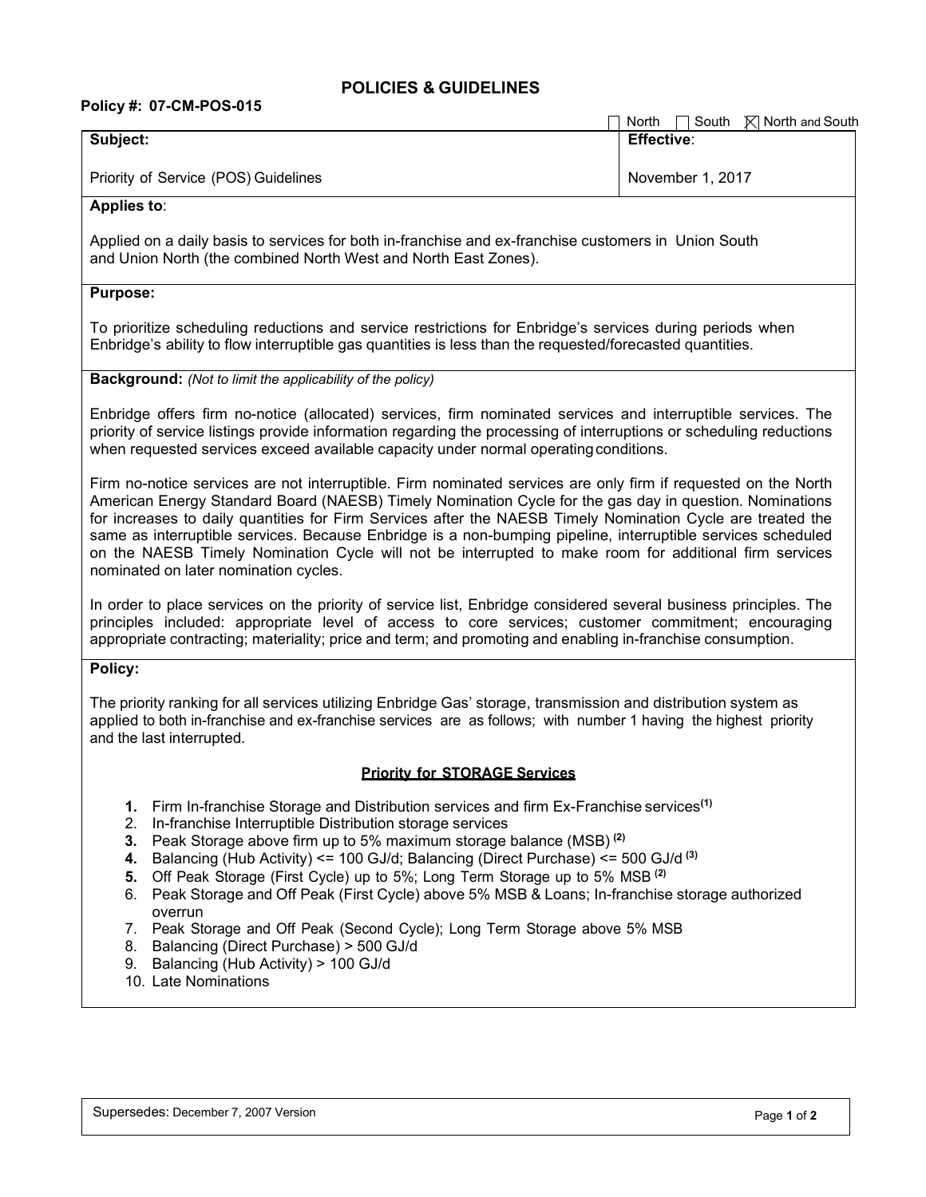# POLICIES & GUIDELINES

**Policy #: 07-CM-POS-015**

☐ North ☐ South ☒ North and South

| **Subject:** | **Effective:** |
|---|---|
| Priority of Service (POS) Guidelines | November 1, 2017 |

**Applies to:**

Applied on a daily basis to services for both in-franchise and ex-franchise customers in Union South and Union North (the combined North West and North East Zones).

**Purpose:**

To prioritize scheduling reductions and service restrictions for Enbridge's services during periods when Enbridge's ability to flow interruptible gas quantities is less than the requested/forecasted quantities.

**Background:** *(Not to limit the applicability of the policy)*

Enbridge offers firm no-notice (allocated) services, firm nominated services and interruptible services. The priority of service listings provide information regarding the processing of interruptions or scheduling reductions when requested services exceed available capacity under normal operating conditions.

Firm no-notice services are not interruptible. Firm nominated services are only firm if requested on the North American Energy Standard Board (NAESB) Timely Nomination Cycle for the gas day in question. Nominations for increases to daily quantities for Firm Services after the NAESB Timely Nomination Cycle are treated the same as interruptible services. Because Enbridge is a non-bumping pipeline, interruptible services scheduled on the NAESB Timely Nomination Cycle will not be interrupted to make room for additional firm services nominated on later nomination cycles.

In order to place services on the priority of service list, Enbridge considered several business principles. The principles included: appropriate level of access to core services; customer commitment; encouraging appropriate contracting; materiality; price and term; and promoting and enabling in-franchise consumption.

**Policy:**

The priority ranking for all services utilizing Enbridge Gas' storage, transmission and distribution system as applied to both in-franchise and ex-franchise services are as follows; with number 1 having the highest priority and the last interrupted.

## Priority for STORAGE Services

1. Firm In-franchise Storage and Distribution services and firm Ex-Franchise services[(1)]
2. In-franchise Interruptible Distribution storage services
3. Peak Storage above firm up to 5% maximum storage balance (MSB) [(2)]
4. Balancing (Hub Activity) <= 100 GJ/d; Balancing (Direct Purchase) <= 500 GJ/d [(3)]
5. Off Peak Storage (First Cycle) up to 5%; Long Term Storage up to 5% MSB [(2)]
6. Peak Storage and Off Peak (First Cycle) above 5% MSB & Loans; In-franchise storage authorized overrun
7. Peak Storage and Off Peak (Second Cycle); Long Term Storage above 5% MSB
8. Balancing (Direct Purchase) > 500 GJ/d
9. Balancing (Hub Activity) > 100 GJ/d
10. Late Nominations

Supersedes: December 7, 2007 Version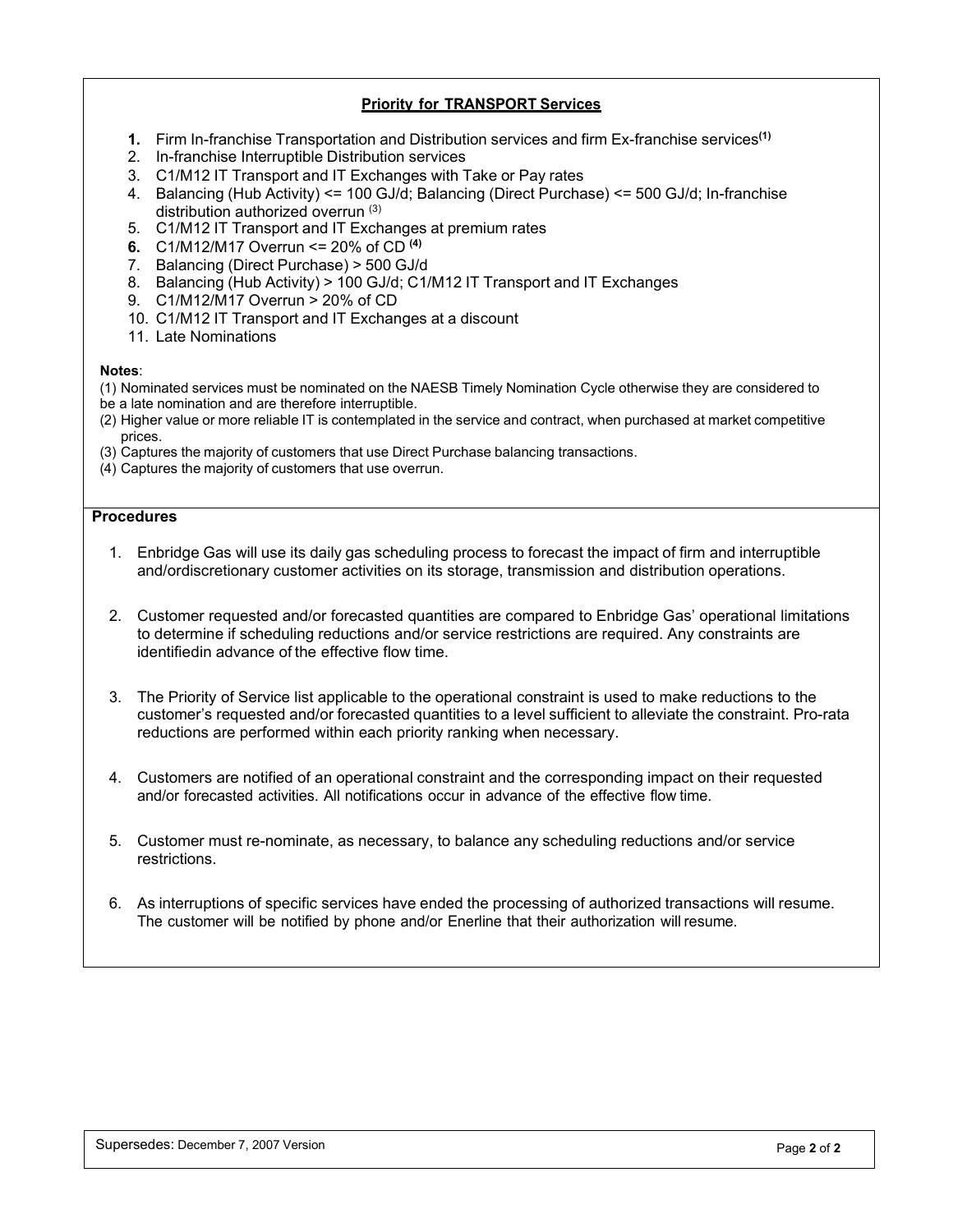## Priority for TRANSPORT Services

1. Firm In-franchise Transportation and Distribution services and firm Ex-franchise services[(1)]
2. In-franchise Interruptible Distribution services
3. C1/M12 IT Transport and IT Exchanges with Take or Pay rates
4. Balancing (Hub Activity) <= 100 GJ/d; Balancing (Direct Purchase) <= 500 GJ/d; In-franchise distribution authorized overrun [(3)]
5. C1/M12 IT Transport and IT Exchanges at premium rates
6. C1/M12/M17 Overrun <= 20% of CD [(4)]
7. Balancing (Direct Purchase) > 500 GJ/d
8. Balancing (Hub Activity) > 100 GJ/d; C1/M12 IT Transport and IT Exchanges
9. C1/M12/M17 Overrun > 20% of CD
10. C1/M12 IT Transport and IT Exchanges at a discount
11. Late Nominations

**Notes**:

(1) Nominated services must be nominated on the NAESB Timely Nomination Cycle otherwise they are considered to be a late nomination and are therefore interruptible.

(2) Higher value or more reliable IT is contemplated in the service and contract, when purchased at market competitive prices.

(3) Captures the majority of customers that use Direct Purchase balancing transactions.

(4) Captures the majority of customers that use overrun.

**Procedures**

1. Enbridge Gas will use its daily gas scheduling process to forecast the impact of firm and interruptible and/ordiscretionary customer activities on its storage, transmission and distribution operations.

2. Customer requested and/or forecasted quantities are compared to Enbridge Gas' operational limitations to determine if scheduling reductions and/or service restrictions are required. Any constraints are identifiedin advance of the effective flow time.

3. The Priority of Service list applicable to the operational constraint is used to make reductions to the customer's requested and/or forecasted quantities to a level sufficient to alleviate the constraint. Pro-rata reductions are performed within each priority ranking when necessary.

4. Customers are notified of an operational constraint and the corresponding impact on their requested and/or forecasted activities. All notifications occur in advance of the effective flow time.

5. Customer must re-nominate, as necessary, to balance any scheduling reductions and/or service restrictions.

6. As interruptions of specific services have ended the processing of authorized transactions will resume. The customer will be notified by phone and/or Enerline that their authorization will resume.

Supersedes: December 7, 2007 Version